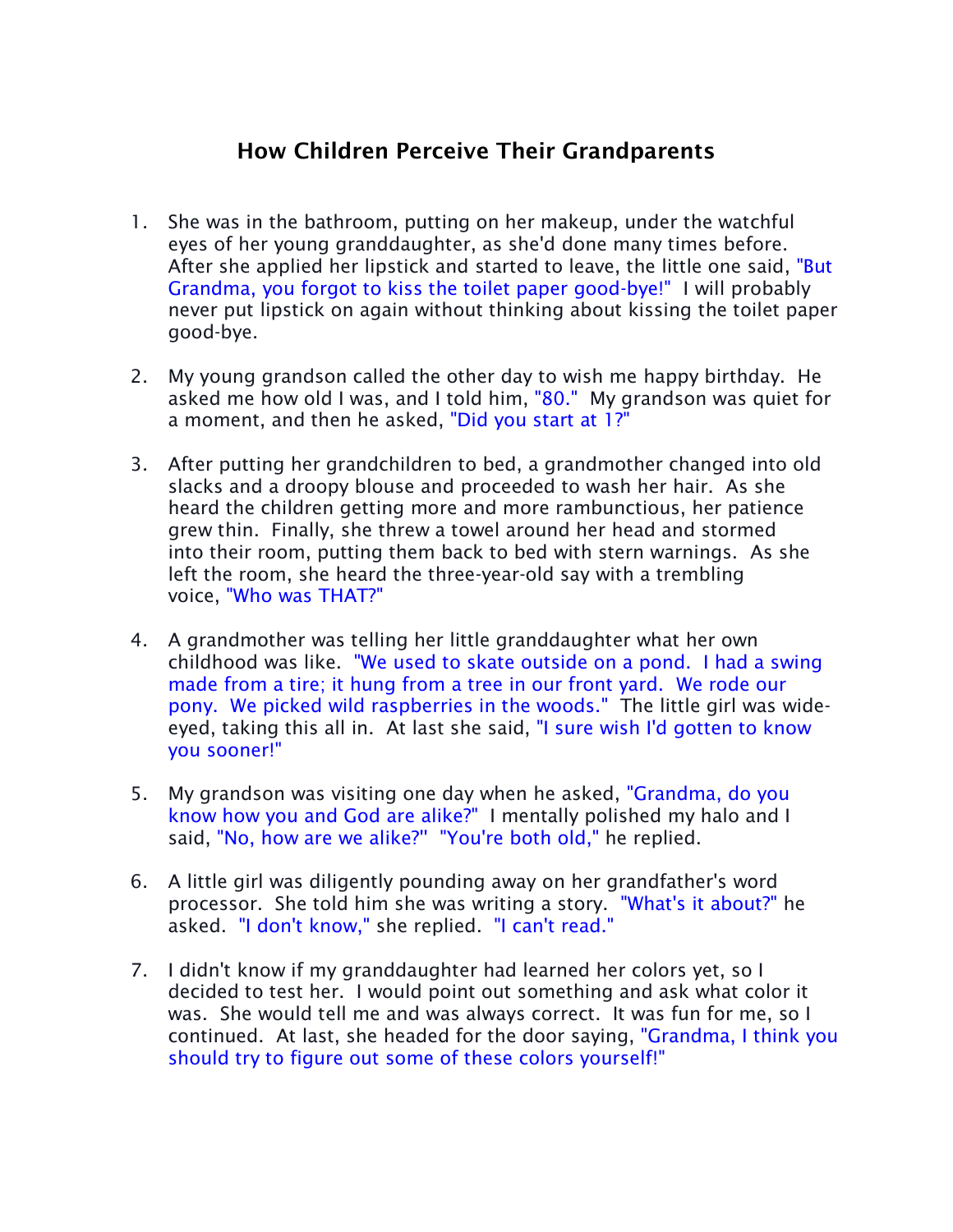# How Children Perceive Their Grandparents

1. She was in the bathroom, putting on her makeup, under the watchful eyes of her young granddaughter, as she'd done many times before. After she applied her lipstick and started to leave, the little one said, "But Grandma, you forgot to kiss the toilet paper good-bye!" I will probably never put lipstick on again without thinking about kissing the toilet paper good-bye.

2. My young grandson called the other day to wish me happy birthday. He asked me how old I was, and I told him, "80." My grandson was quiet for a moment, and then he asked, "Did you start at 1?"

3. After putting her grandchildren to bed, a grandmother changed into old slacks and a droopy blouse and proceeded to wash her hair. As she heard the children getting more and more rambunctious, her patience grew thin. Finally, she threw a towel around her head and stormed into their room, putting them back to bed with stern warnings. As she left the room, she heard the three-year-old say with a trembling voice, "Who was THAT?"

4. A grandmother was telling her little granddaughter what her own childhood was like. "We used to skate outside on a pond. I had a swing made from a tire; it hung from a tree in our front yard. We rode our pony. We picked wild raspberries in the woods." The little girl was wide-eyed, taking this all in. At last she said, "I sure wish I'd gotten to know you sooner!"

5. My grandson was visiting one day when he asked, "Grandma, do you know how you and God are alike?" I mentally polished my halo and I said, "No, how are we alike?" "You're both old," he replied.

6. A little girl was diligently pounding away on her grandfather's word processor. She told him she was writing a story. "What's it about?" he asked. "I don't know," she replied. "I can't read."

7. I didn't know if my granddaughter had learned her colors yet, so I decided to test her. I would point out something and ask what color it was. She would tell me and was always correct. It was fun for me, so I continued. At last, she headed for the door saying, "Grandma, I think you should try to figure out some of these colors yourself!"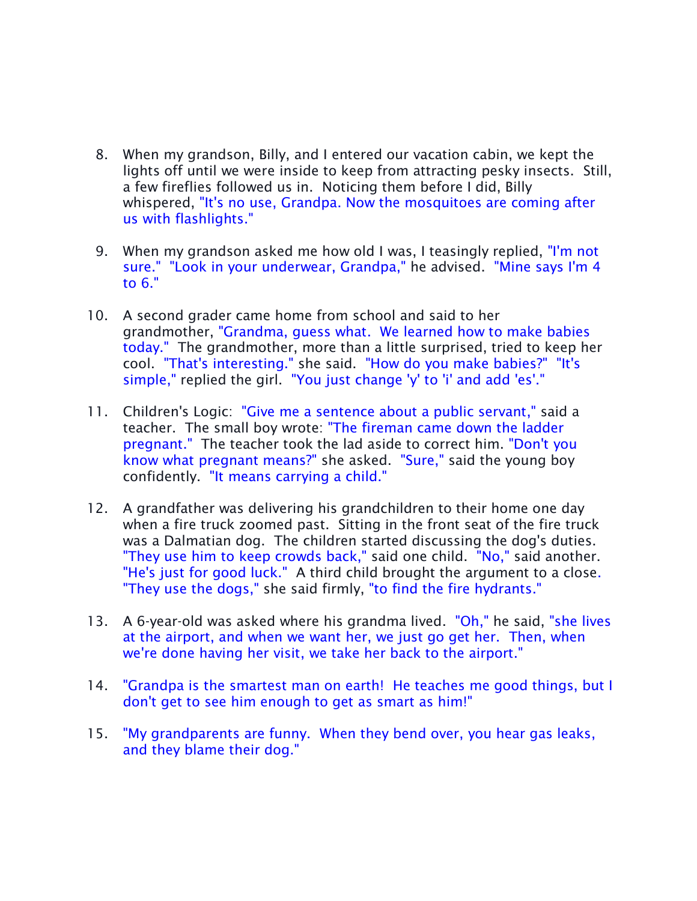8. When my grandson, Billy, and I entered our vacation cabin, we kept the lights off until we were inside to keep from attracting pesky insects. Still, a few fireflies followed us in. Noticing them before I did, Billy whispered, "It's no use, Grandpa. Now the mosquitoes are coming after us with flashlights."

9. When my grandson asked me how old I was, I teasingly replied, "I'm not sure." "Look in your underwear, Grandpa," he advised. "Mine says I'm 4 to 6."

10. A second grader came home from school and said to her grandmother, "Grandma, guess what. We learned how to make babies today." The grandmother, more than a little surprised, tried to keep her cool. "That's interesting." she said. "How do you make babies?" "It's simple," replied the girl. "You just change 'y' to 'i' and add 'es'."

11. Children's Logic: "Give me a sentence about a public servant," said a teacher. The small boy wrote: "The fireman came down the ladder pregnant." The teacher took the lad aside to correct him. "Don't you know what pregnant means?" she asked. "Sure," said the young boy confidently. "It means carrying a child."

12. A grandfather was delivering his grandchildren to their home one day when a fire truck zoomed past. Sitting in the front seat of the fire truck was a Dalmatian dog. The children started discussing the dog's duties. "They use him to keep crowds back," said one child. "No," said another. "He's just for good luck." A third child brought the argument to a close. "They use the dogs," she said firmly, "to find the fire hydrants."

13. A 6-year-old was asked where his grandma lived. "Oh," he said, "she lives at the airport, and when we want her, we just go get her. Then, when we're done having her visit, we take her back to the airport."

14. "Grandpa is the smartest man on earth! He teaches me good things, but I don't get to see him enough to get as smart as him!"

15. "My grandparents are funny. When they bend over, you hear gas leaks, and they blame their dog."